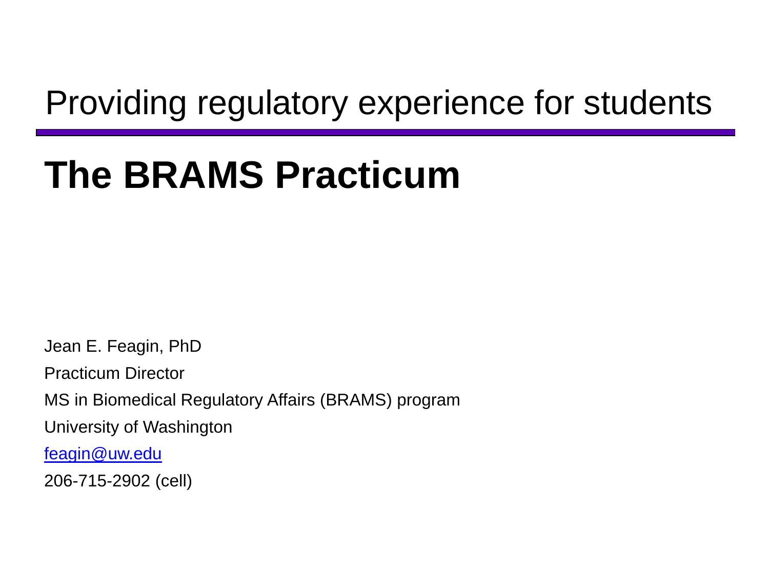## Providing regulatory experience for students

# The BRAMS Practicum

Jean E. Feagin, PhD

Practicum Director

MS in Biomedical Regulatory Affairs (BRAMS) program

University of Washington

feagin@uw.edu

206-715-2902 (cell)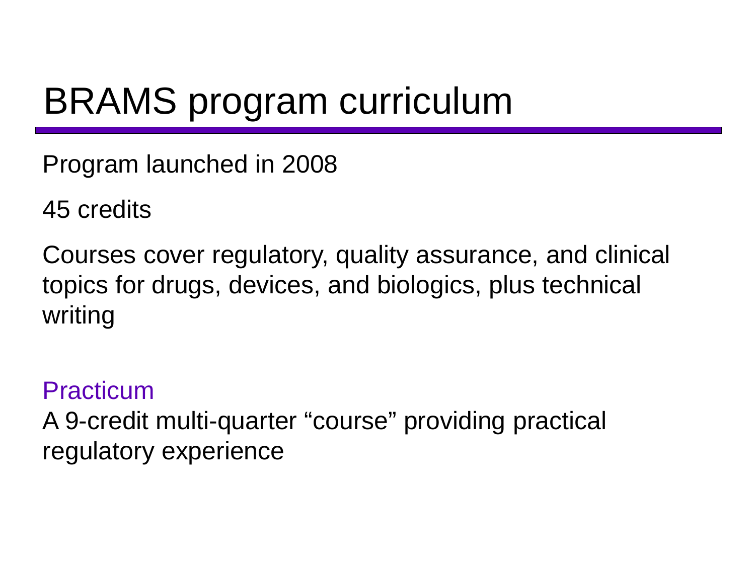# BRAMS program curriculum

Program launched in 2008

45 credits

Courses cover regulatory, quality assurance, and clinical topics for drugs, devices, and biologics, plus technical writing

## Practicum

A 9-credit multi-quarter "course" providing practical regulatory experience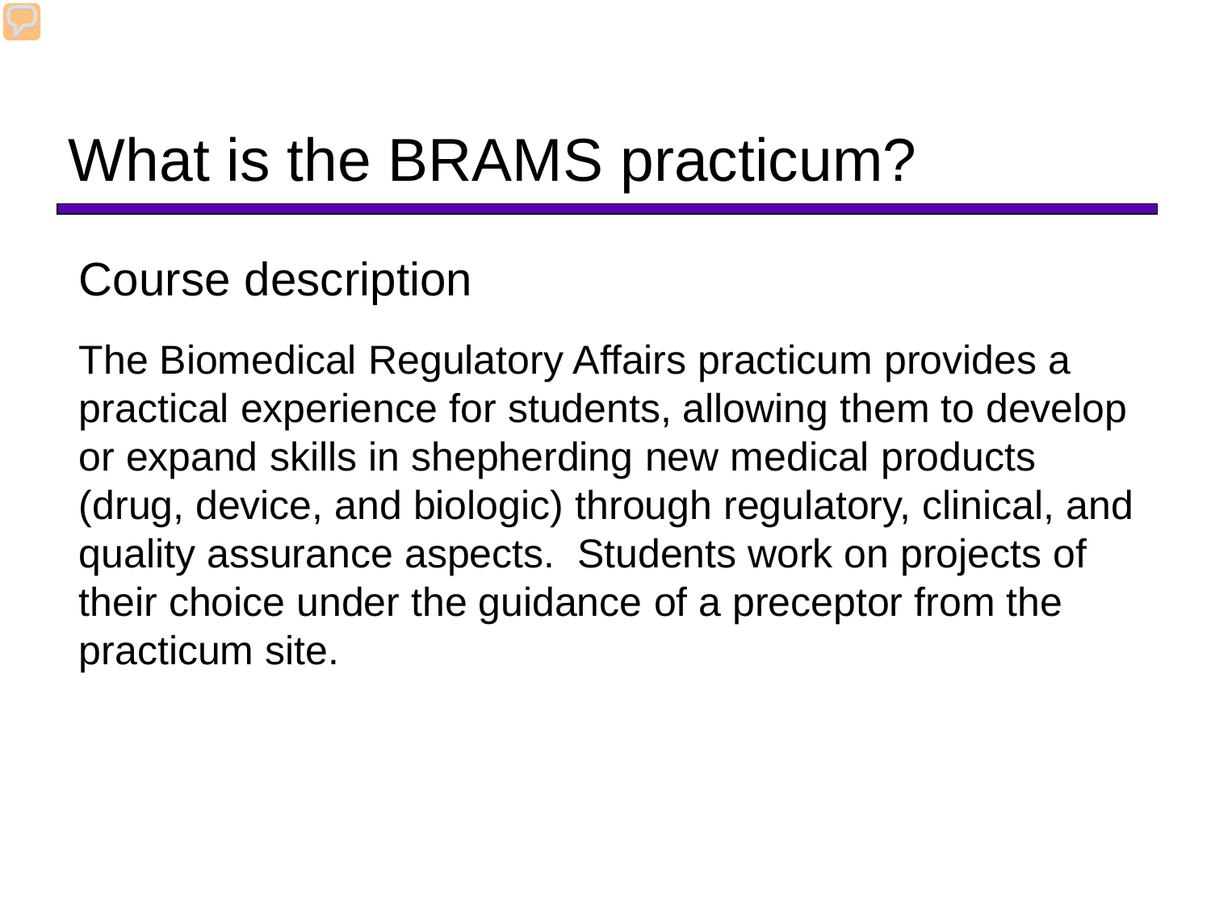# What is the BRAMS practicum?

## Course description

The Biomedical Regulatory Affairs practicum provides a practical experience for students, allowing them to develop or expand skills in shepherding new medical products (drug, device, and biologic) through regulatory, clinical, and quality assurance aspects.  Students work on projects of their choice under the guidance of a preceptor from the practicum site.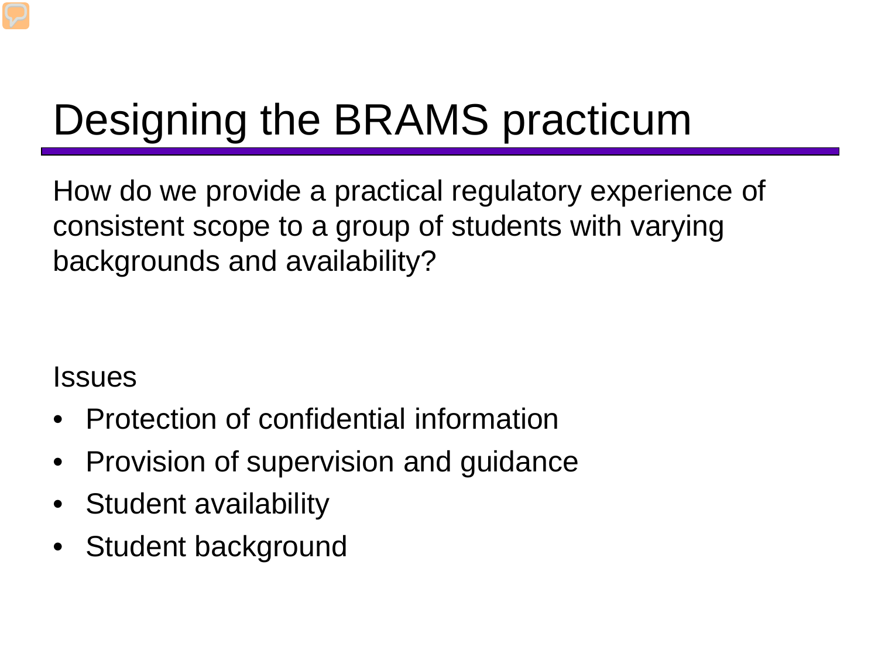# Designing the BRAMS practicum

How do we provide a practical regulatory experience of consistent scope to a group of students with varying backgrounds and availability?

Issues

- Protection of confidential information
- Provision of supervision and guidance
- Student availability
- Student background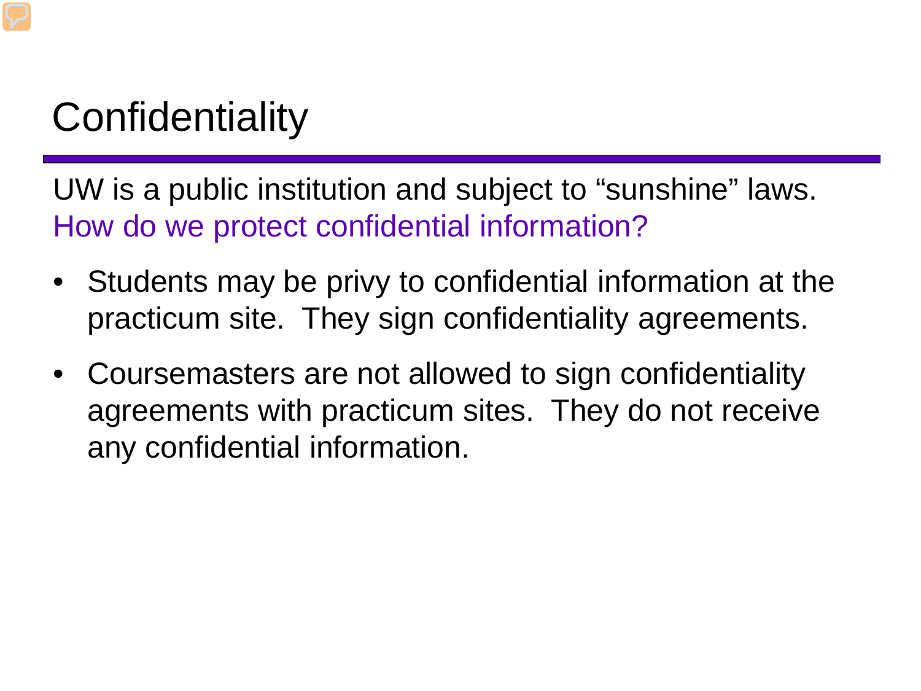# Confidentiality

UW is a public institution and subject to “sunshine” laws.
How do we protect confidential information?

- Students may be privy to confidential information at the practicum site.  They sign confidentiality agreements.
- Coursemasters are not allowed to sign confidentiality agreements with practicum sites.  They do not receive any confidential information.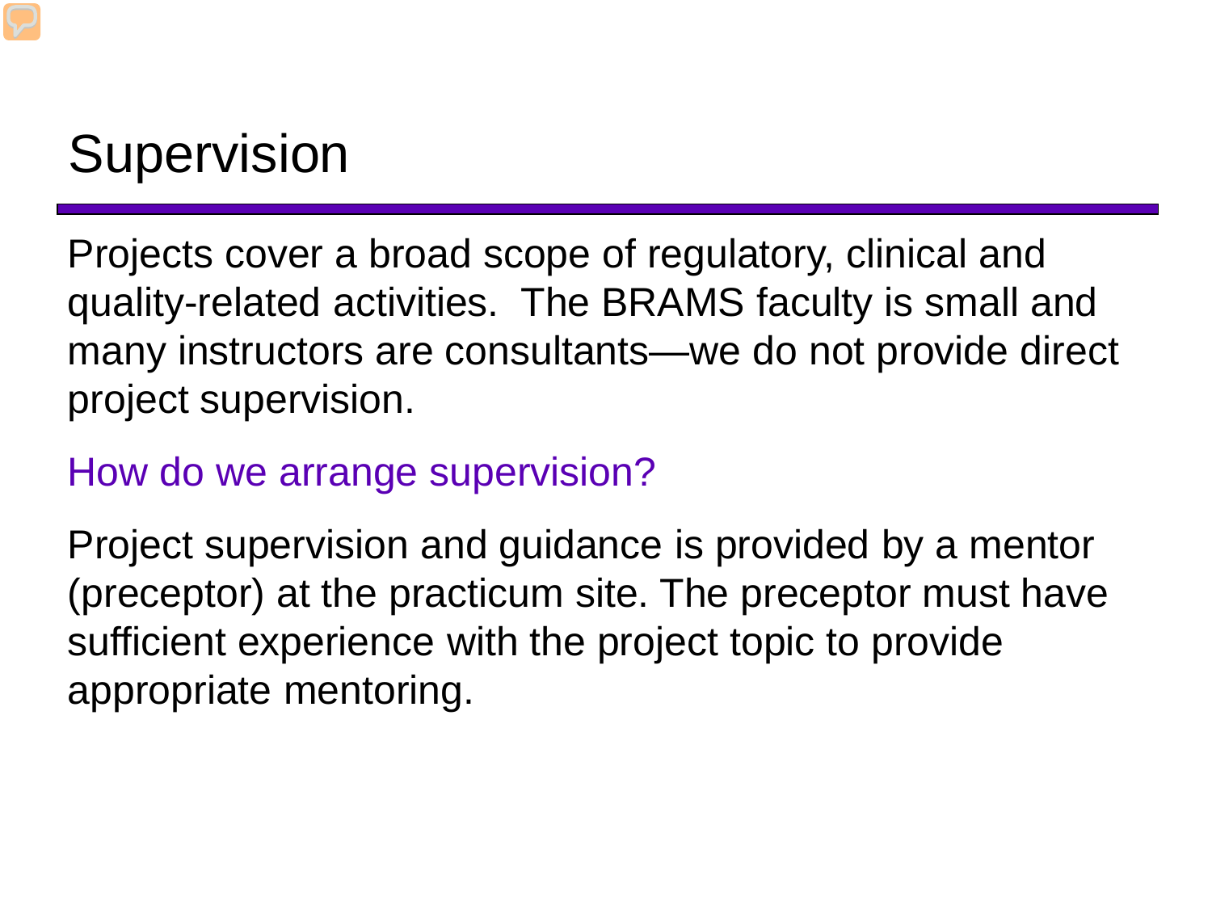# Supervision

Projects cover a broad scope of regulatory, clinical and quality-related activities. The BRAMS faculty is small and many instructors are consultants—we do not provide direct project supervision.

## How do we arrange supervision?

Project supervision and guidance is provided by a mentor (preceptor) at the practicum site. The preceptor must have sufficient experience with the project topic to provide appropriate mentoring.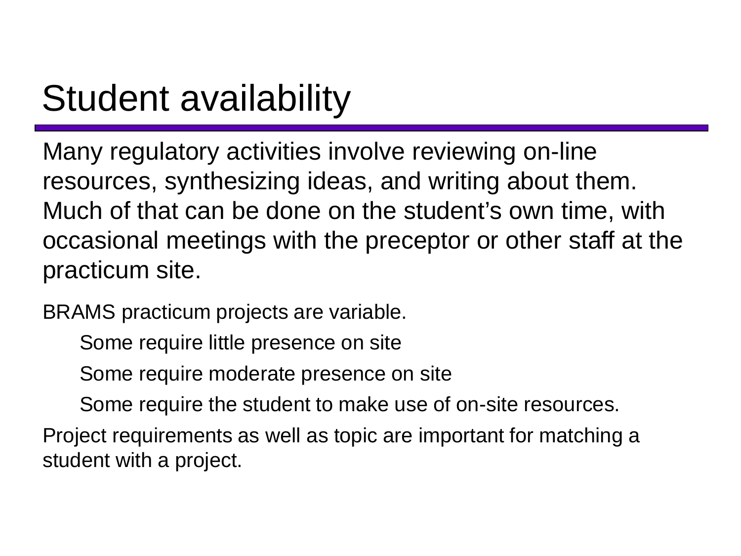# Student availability

Many regulatory activities involve reviewing on-line resources, synthesizing ideas, and writing about them. Much of that can be done on the student's own time, with occasional meetings with the preceptor or other staff at the practicum site.

BRAMS practicum projects are variable.

- Some require little presence on site
- Some require moderate presence on site
- Some require the student to make use of on-site resources.

Project requirements as well as topic are important for matching a student with a project.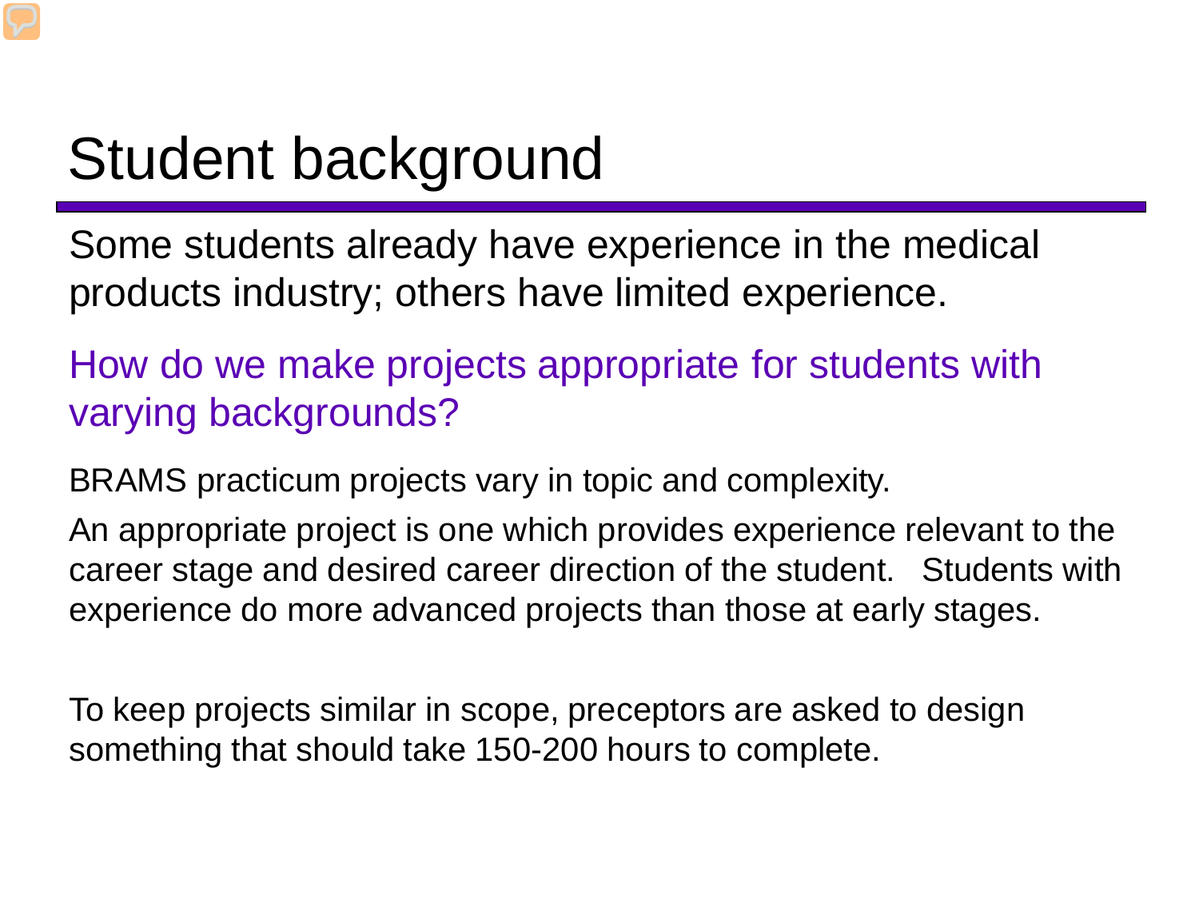# Student background

Some students already have experience in the medical products industry; others have limited experience.

How do we make projects appropriate for students with varying backgrounds?

BRAMS practicum projects vary in topic and complexity.

An appropriate project is one which provides experience relevant to the career stage and desired career direction of the student. Students with experience do more advanced projects than those at early stages.

To keep projects similar in scope, preceptors are asked to design something that should take 150-200 hours to complete.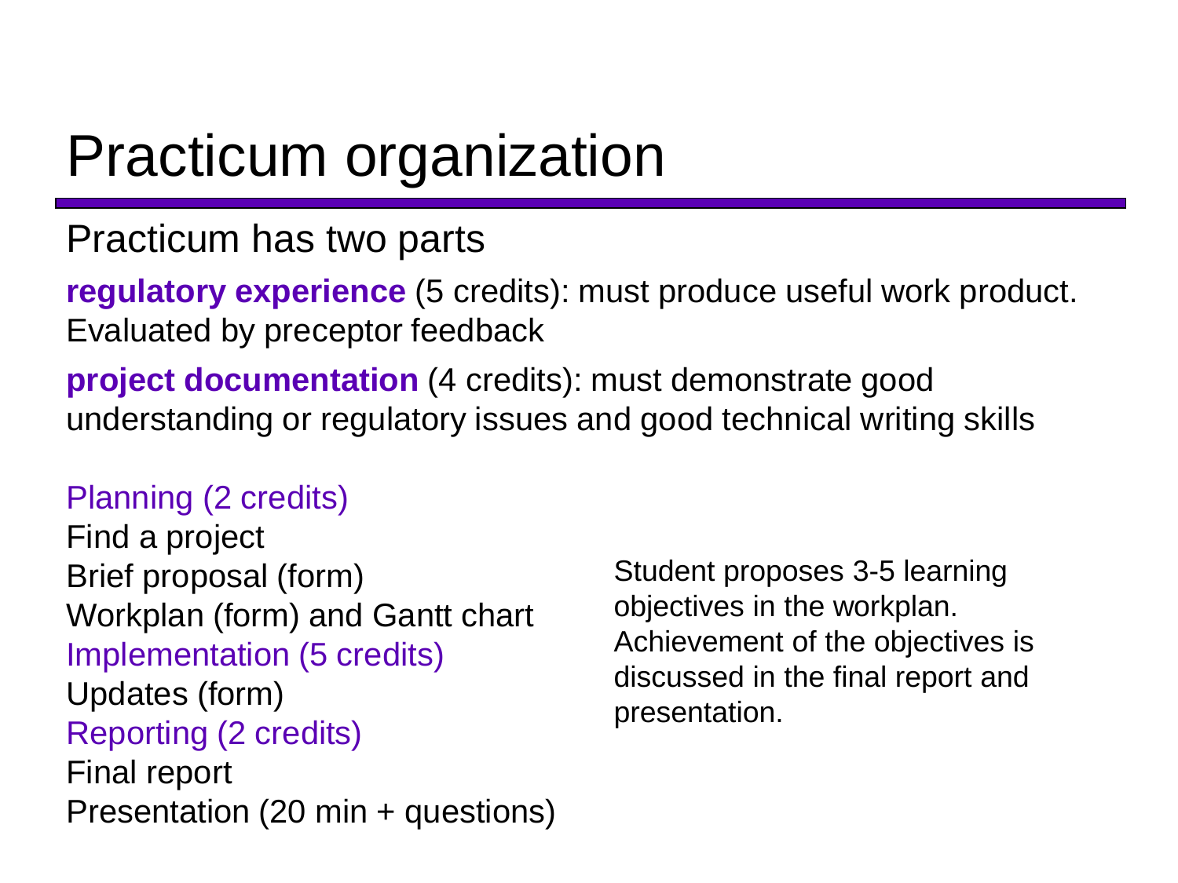# Practicum organization

Practicum has two parts

**regulatory experience** (5 credits): must produce useful work product. Evaluated by preceptor feedback

**project documentation** (4 credits): must demonstrate good understanding or regulatory issues and good technical writing skills

Planning (2 credits)

Find a project

Brief proposal (form)

Workplan (form) and Gantt chart

Implementation (5 credits)

Updates (form)

Reporting (2 credits)

Final report

Presentation (20 min + questions)

Student proposes 3-5 learning objectives in the workplan. Achievement of the objectives is discussed in the final report and presentation.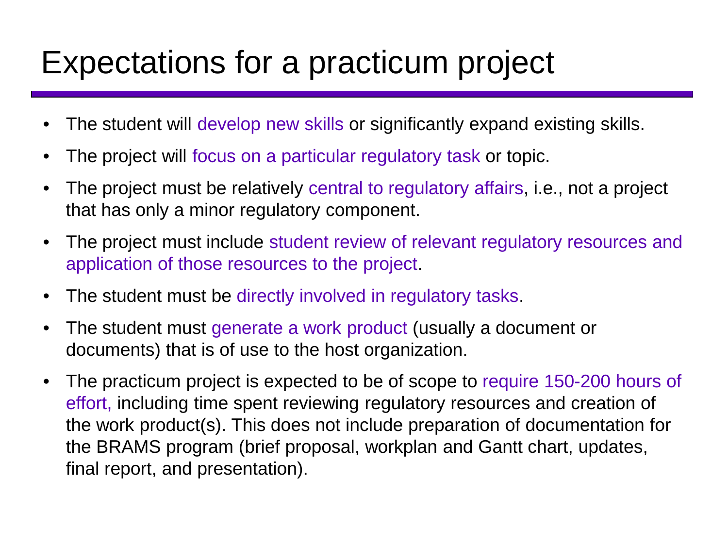# Expectations for a practicum project

- The student will develop new skills or significantly expand existing skills.
- The project will focus on a particular regulatory task or topic.
- The project must be relatively central to regulatory affairs, i.e., not a project that has only a minor regulatory component.
- The project must include student review of relevant regulatory resources and application of those resources to the project.
- The student must be directly involved in regulatory tasks.
- The student must generate a work product (usually a document or documents) that is of use to the host organization.
- The practicum project is expected to be of scope to require 150-200 hours of effort, including time spent reviewing regulatory resources and creation of the work product(s). This does not include preparation of documentation for the BRAMS program (brief proposal, workplan and Gantt chart, updates, final report, and presentation).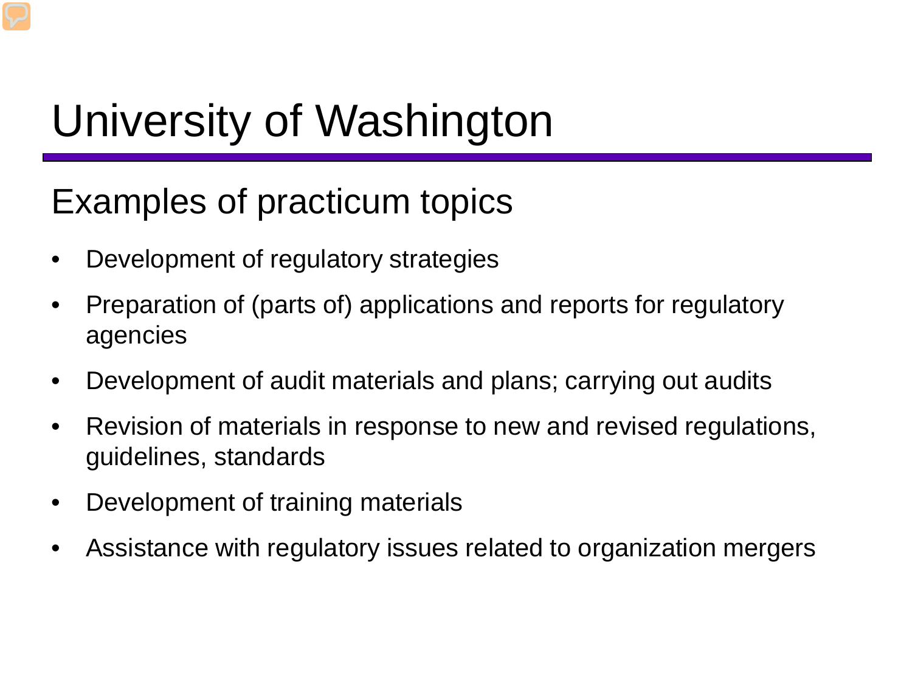# University of Washington

## Examples of practicum topics

- Development of regulatory strategies
- Preparation of (parts of) applications and reports for regulatory agencies
- Development of audit materials and plans; carrying out audits
- Revision of materials in response to new and revised regulations, guidelines, standards
- Development of training materials
- Assistance with regulatory issues related to organization mergers